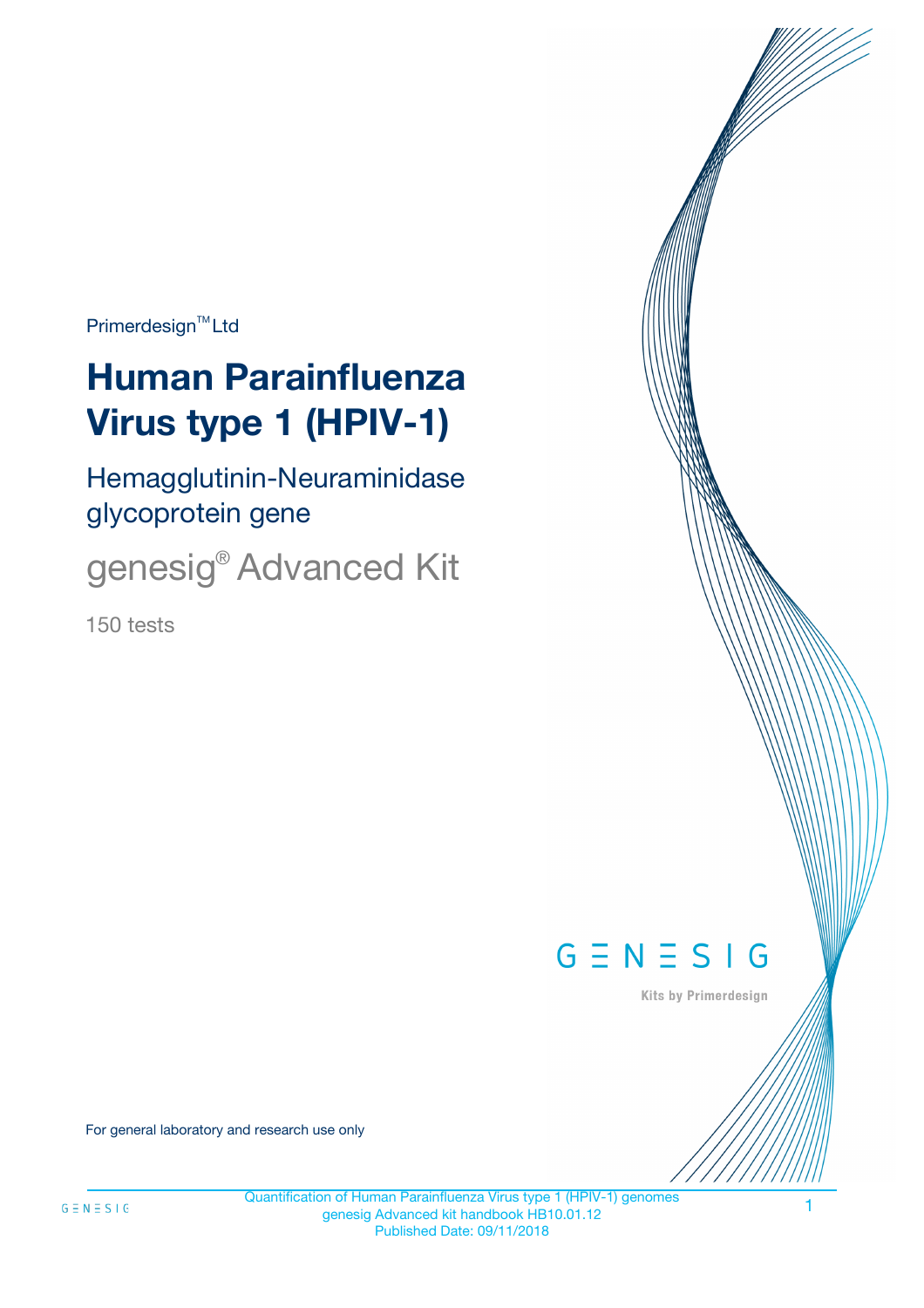Primerdesign™ Ltd

# Human Parainfluenza Virus type 1 (HPIV-1)

## Hemagglutinin-Neuraminidase glycoprotein gene

## genesig® Advanced Kit

150 tests

GENESIG

Kits by Primerdesign

For general laboratory and research use only

Quantification of Human Parainfluenza Virus type 1 (HPIV-1) genomes
genesig Advanced kit handbook HB10.01.12
Published Date: 09/11/2018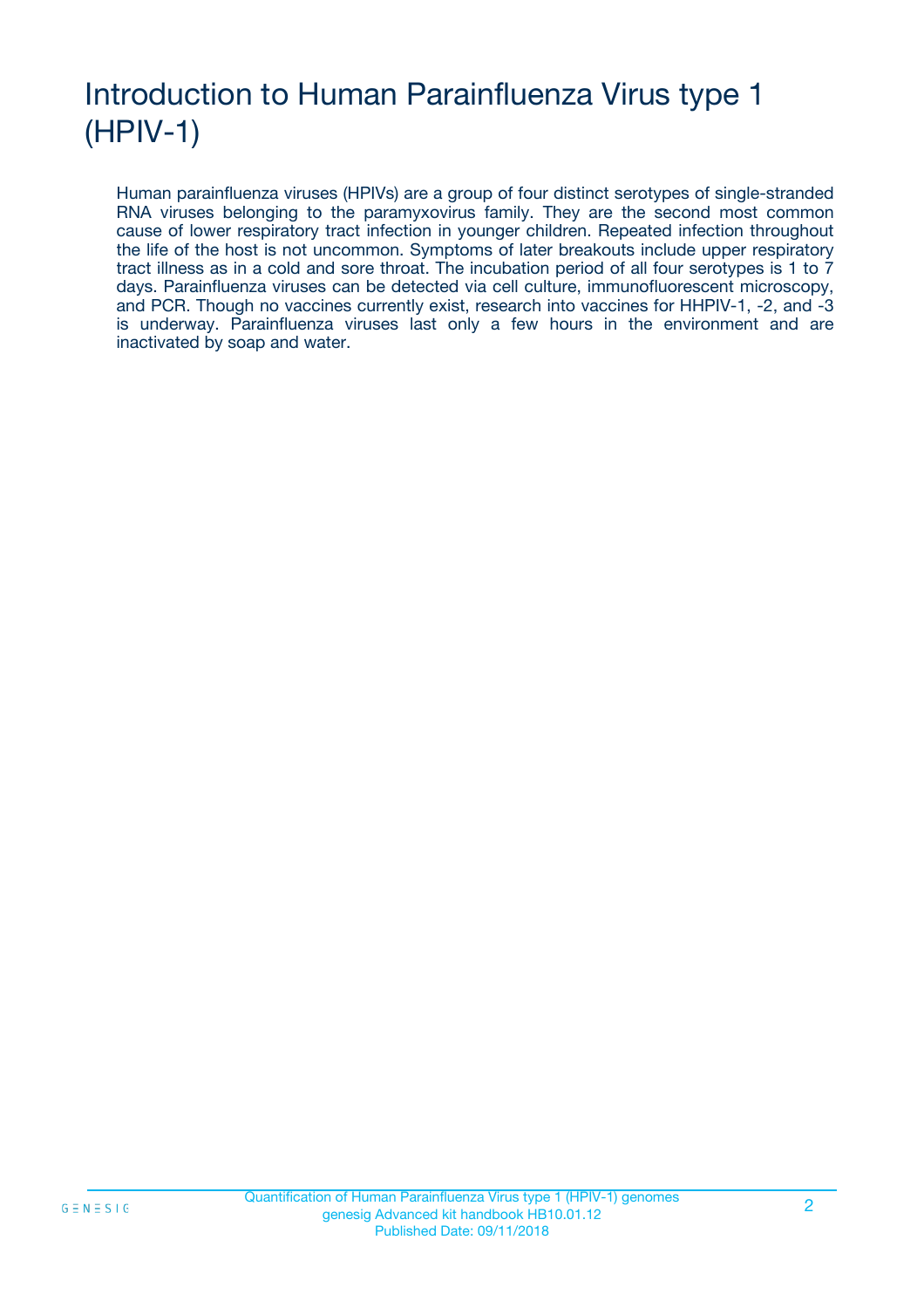# Introduction to Human Parainfluenza Virus type 1 (HPIV-1)

Human parainfluenza viruses (HPIVs) are a group of four distinct serotypes of single-stranded RNA viruses belonging to the paramyxovirus family. They are the second most common cause of lower respiratory tract infection in younger children. Repeated infection throughout the life of the host is not uncommon. Symptoms of later breakouts include upper respiratory tract illness as in a cold and sore throat. The incubation period of all four serotypes is 1 to 7 days. Parainfluenza viruses can be detected via cell culture, immunofluorescent microscopy, and PCR. Though no vaccines currently exist, research into vaccines for HHPIV-1, -2, and -3 is underway. Parainfluenza viruses last only a few hours in the environment and are inactivated by soap and water.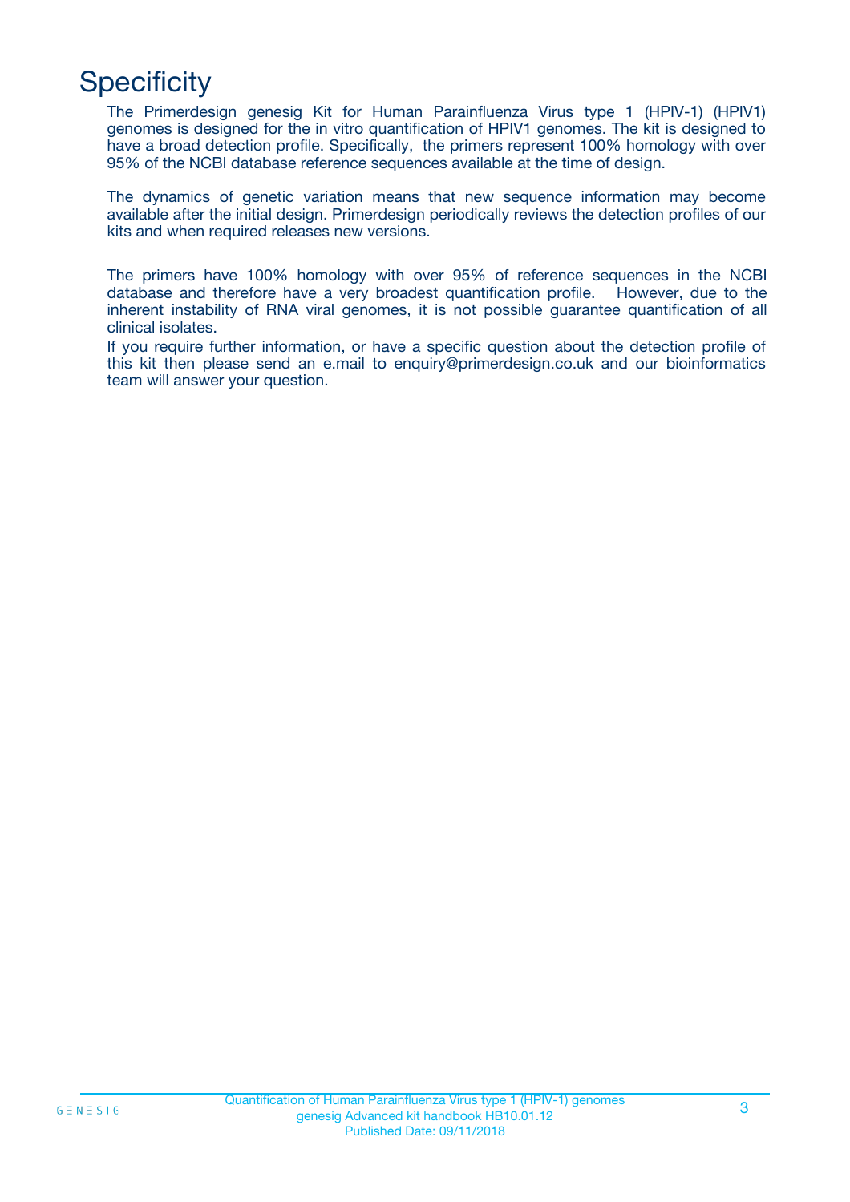# Specificity

The Primerdesign genesig Kit for Human Parainfluenza Virus type 1 (HPIV-1) (HPIV1) genomes is designed for the in vitro quantification of HPIV1 genomes. The kit is designed to have a broad detection profile. Specifically, the primers represent 100% homology with over 95% of the NCBI database reference sequences available at the time of design.

The dynamics of genetic variation means that new sequence information may become available after the initial design. Primerdesign periodically reviews the detection profiles of our kits and when required releases new versions.

The primers have 100% homology with over 95% of reference sequences in the NCBI database and therefore have a very broadest quantification profile. However, due to the inherent instability of RNA viral genomes, it is not possible guarantee quantification of all clinical isolates.

If you require further information, or have a specific question about the detection profile of this kit then please send an e.mail to enquiry@primerdesign.co.uk and our bioinformatics team will answer your question.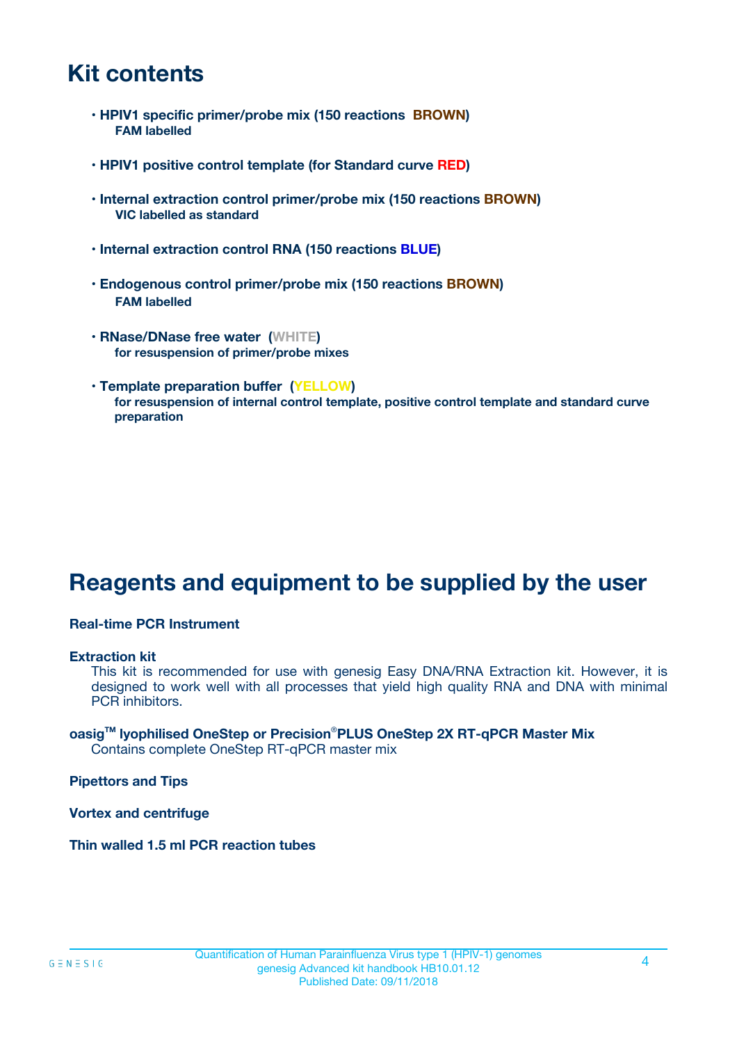## Kit contents

- **HPIV1 specific primer/probe mix (150 reactions BROWN)**
  **FAM labelled**

- **HPIV1 positive control template (for Standard curve RED)**

- **Internal extraction control primer/probe mix (150 reactions BROWN)**
  **VIC labelled as standard**

- **Internal extraction control RNA (150 reactions BLUE)**

- **Endogenous control primer/probe mix (150 reactions BROWN)**
  **FAM labelled**

- **RNase/DNase free water (WHITE)**
  **for resuspension of primer/probe mixes**

- **Template preparation buffer (YELLOW)**
  **for resuspension of internal control template, positive control template and standard curve preparation**

## Reagents and equipment to be supplied by the user

**Real-time PCR Instrument**

**Extraction kit**
This kit is recommended for use with genesig Easy DNA/RNA Extraction kit. However, it is designed to work well with all processes that yield high quality RNA and DNA with minimal PCR inhibitors.

**oasig™ lyophilised OneStep or Precision®PLUS OneStep 2X RT-qPCR Master Mix**
Contains complete OneStep RT-qPCR master mix

**Pipettors and Tips**

**Vortex and centrifuge**

**Thin walled 1.5 ml PCR reaction tubes**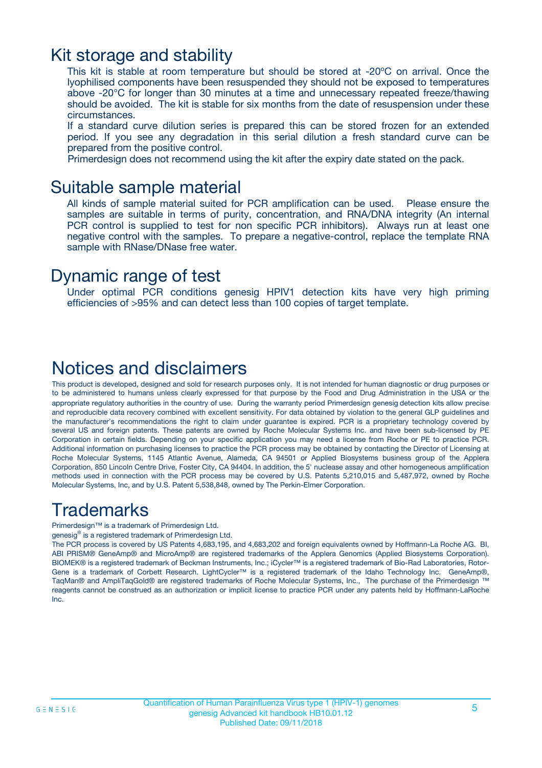# Kit storage and stability

This kit is stable at room temperature but should be stored at -20ºC on arrival. Once the lyophilised components have been resuspended they should not be exposed to temperatures above -20°C for longer than 30 minutes at a time and unnecessary repeated freeze/thawing should be avoided. The kit is stable for six months from the date of resuspension under these circumstances.

If a standard curve dilution series is prepared this can be stored frozen for an extended period. If you see any degradation in this serial dilution a fresh standard curve can be prepared from the positive control.

Primerdesign does not recommend using the kit after the expiry date stated on the pack.

# Suitable sample material

All kinds of sample material suited for PCR amplification can be used. Please ensure the samples are suitable in terms of purity, concentration, and RNA/DNA integrity (An internal PCR control is supplied to test for non specific PCR inhibitors). Always run at least one negative control with the samples. To prepare a negative-control, replace the template RNA sample with RNase/DNase free water.

# Dynamic range of test

Under optimal PCR conditions genesig HPIV1 detection kits have very high priming efficiencies of >95% and can detect less than 100 copies of target template.

# Notices and disclaimers

This product is developed, designed and sold for research purposes only. It is not intended for human diagnostic or drug purposes or to be administered to humans unless clearly expressed for that purpose by the Food and Drug Administration in the USA or the appropriate regulatory authorities in the country of use. During the warranty period Primerdesign genesig detection kits allow precise and reproducible data recovery combined with excellent sensitivity. For data obtained by violation to the general GLP guidelines and the manufacturer's recommendations the right to claim under guarantee is expired. PCR is a proprietary technology covered by several US and foreign patents. These patents are owned by Roche Molecular Systems Inc. and have been sub-licensed by PE Corporation in certain fields. Depending on your specific application you may need a license from Roche or PE to practice PCR. Additional information on purchasing licenses to practice the PCR process may be obtained by contacting the Director of Licensing at Roche Molecular Systems, 1145 Atlantic Avenue, Alameda, CA 94501 or Applied Biosystems business group of the Applera Corporation, 850 Lincoln Centre Drive, Foster City, CA 94404. In addition, the 5' nuclease assay and other homogeneous amplification methods used in connection with the PCR process may be covered by U.S. Patents 5,210,015 and 5,487,972, owned by Roche Molecular Systems, Inc, and by U.S. Patent 5,538,848, owned by The Perkin-Elmer Corporation.

# Trademarks

Primerdesign™ is a trademark of Primerdesign Ltd.

genesig® is a registered trademark of Primerdesign Ltd.

The PCR process is covered by US Patents 4,683,195, and 4,683,202 and foreign equivalents owned by Hoffmann-La Roche AG. BI, ABI PRISM® GeneAmp® and MicroAmp® are registered trademarks of the Applera Genomics (Applied Biosystems Corporation). BIOMEK® is a registered trademark of Beckman Instruments, Inc.; iCycler™ is a registered trademark of Bio-Rad Laboratories, Rotor-Gene is a trademark of Corbett Research. LightCycler™ is a registered trademark of the Idaho Technology Inc. GeneAmp®, TaqMan® and AmpliTaqGold® are registered trademarks of Roche Molecular Systems, Inc., The purchase of the Primerdesign ™ reagents cannot be construed as an authorization or implicit license to practice PCR under any patents held by Hoffmann-LaRoche Inc.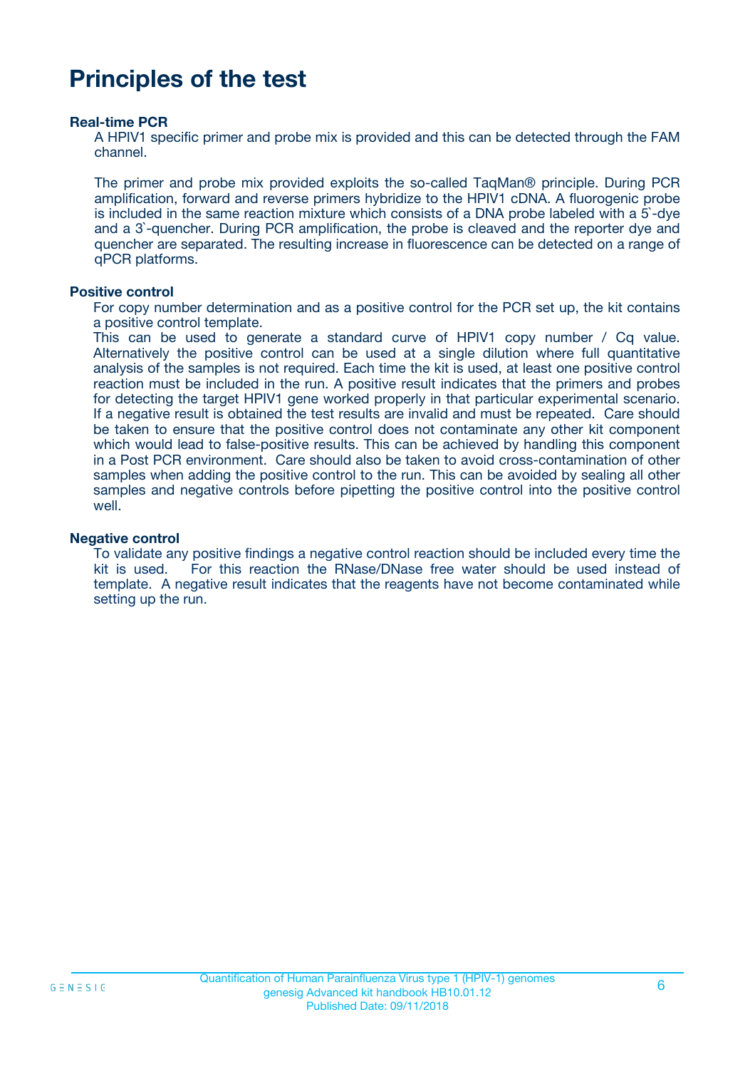# Principles of the test

**Real-time PCR**

A HPIV1 specific primer and probe mix is provided and this can be detected through the FAM channel.

The primer and probe mix provided exploits the so-called TaqMan® principle. During PCR amplification, forward and reverse primers hybridize to the HPIV1 cDNA. A fluorogenic probe is included in the same reaction mixture which consists of a DNA probe labeled with a 5`-dye and a 3`-quencher. During PCR amplification, the probe is cleaved and the reporter dye and quencher are separated. The resulting increase in fluorescence can be detected on a range of qPCR platforms.

**Positive control**

For copy number determination and as a positive control for the PCR set up, the kit contains a positive control template.
This can be used to generate a standard curve of HPIV1 copy number / Cq value. Alternatively the positive control can be used at a single dilution where full quantitative analysis of the samples is not required. Each time the kit is used, at least one positive control reaction must be included in the run. A positive result indicates that the primers and probes for detecting the target HPIV1 gene worked properly in that particular experimental scenario. If a negative result is obtained the test results are invalid and must be repeated. Care should be taken to ensure that the positive control does not contaminate any other kit component which would lead to false-positive results. This can be achieved by handling this component in a Post PCR environment. Care should also be taken to avoid cross-contamination of other samples when adding the positive control to the run. This can be avoided by sealing all other samples and negative controls before pipetting the positive control into the positive control well.

**Negative control**

To validate any positive findings a negative control reaction should be included every time the kit is used. For this reaction the RNase/DNase free water should be used instead of template. A negative result indicates that the reagents have not become contaminated while setting up the run.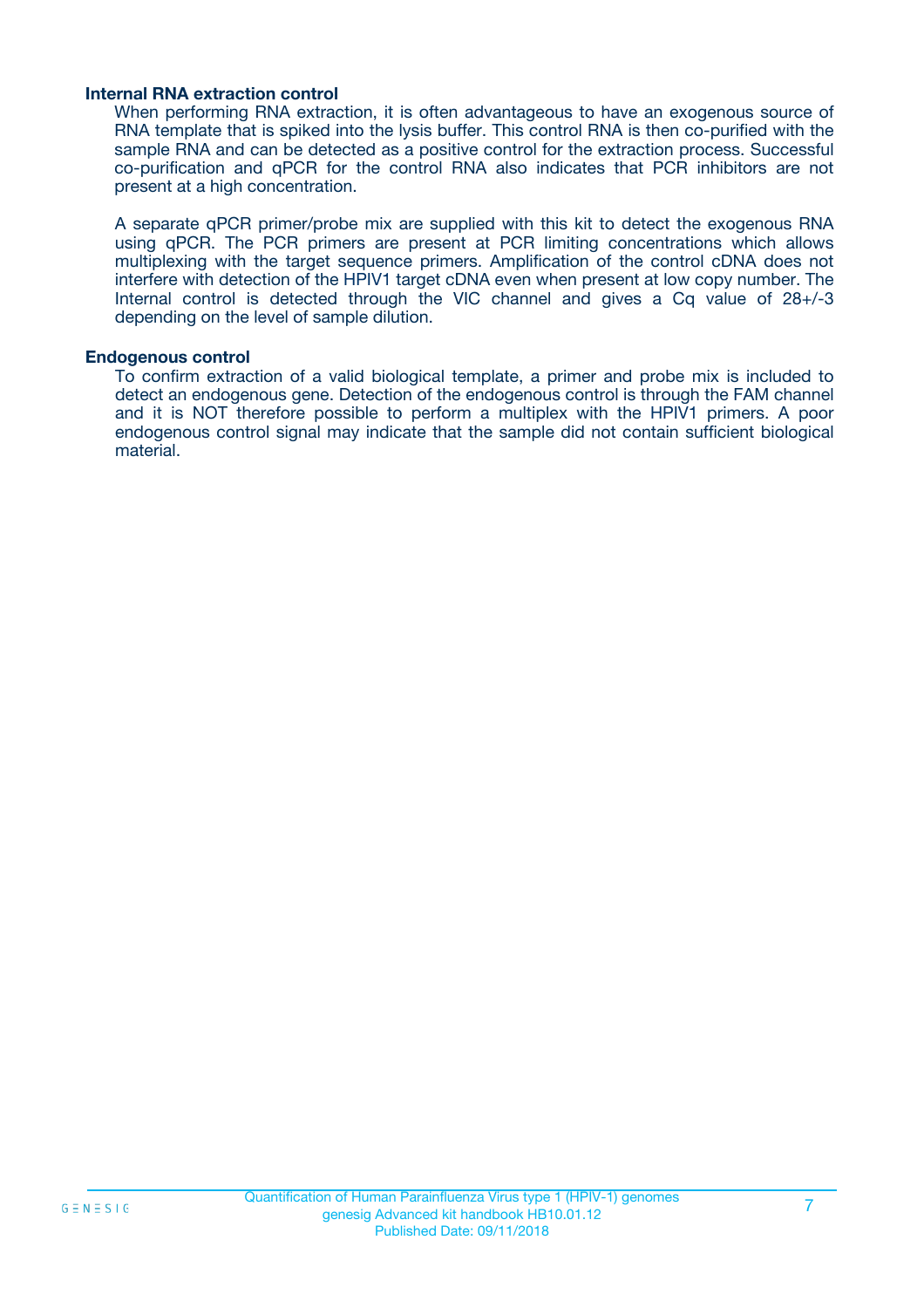### Internal RNA extraction control

When performing RNA extraction, it is often advantageous to have an exogenous source of RNA template that is spiked into the lysis buffer. This control RNA is then co-purified with the sample RNA and can be detected as a positive control for the extraction process. Successful co-purification and qPCR for the control RNA also indicates that PCR inhibitors are not present at a high concentration.

A separate qPCR primer/probe mix are supplied with this kit to detect the exogenous RNA using qPCR. The PCR primers are present at PCR limiting concentrations which allows multiplexing with the target sequence primers. Amplification of the control cDNA does not interfere with detection of the HPIV1 target cDNA even when present at low copy number. The Internal control is detected through the VIC channel and gives a Cq value of 28+/-3 depending on the level of sample dilution.

### Endogenous control

To confirm extraction of a valid biological template, a primer and probe mix is included to detect an endogenous gene. Detection of the endogenous control is through the FAM channel and it is NOT therefore possible to perform a multiplex with the HPIV1 primers. A poor endogenous control signal may indicate that the sample did not contain sufficient biological material.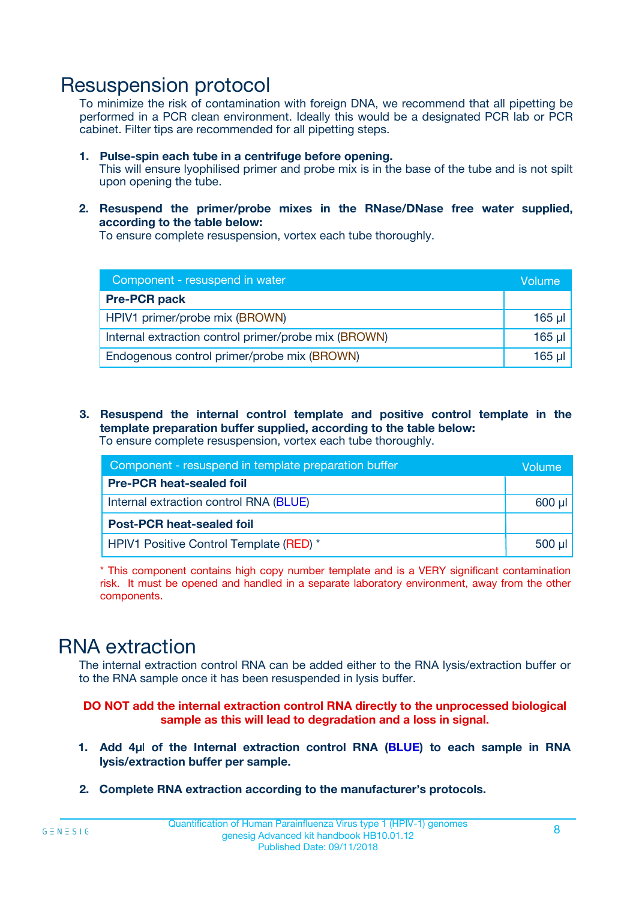# Resuspension protocol

To minimize the risk of contamination with foreign DNA, we recommend that all pipetting be performed in a PCR clean environment. Ideally this would be a designated PCR lab or PCR cabinet. Filter tips are recommended for all pipetting steps.

1. **Pulse-spin each tube in a centrifuge before opening.**
   This will ensure lyophilised primer and probe mix is in the base of the tube and is not spilt upon opening the tube.

2. **Resuspend the primer/probe mixes in the RNase/DNase free water supplied, according to the table below:**
   To ensure complete resuspension, vortex each tube thoroughly.

| Component - resuspend in water | Volume |
|---|---|
| **Pre-PCR pack** | |
| HPIV1 primer/probe mix (BROWN) | 165 µl |
| Internal extraction control primer/probe mix (BROWN) | 165 µl |
| Endogenous control primer/probe mix (BROWN) | 165 µl |

3. **Resuspend the internal control template and positive control template in the template preparation buffer supplied, according to the table below:**
   To ensure complete resuspension, vortex each tube thoroughly.

| Component - resuspend in template preparation buffer | Volume |
|---|---|
| **Pre-PCR heat-sealed foil** | |
| Internal extraction control RNA (BLUE) | 600 µl |
| **Post-PCR heat-sealed foil** | |
| HPIV1 Positive Control Template (RED) * | 500 µl |

* This component contains high copy number template and is a VERY significant contamination risk. It must be opened and handled in a separate laboratory environment, away from the other components.

# RNA extraction

The internal extraction control RNA can be added either to the RNA lysis/extraction buffer or to the RNA sample once it has been resuspended in lysis buffer.

**DO NOT add the internal extraction control RNA directly to the unprocessed biological sample as this will lead to degradation and a loss in signal.**

1. **Add 4µl of the Internal extraction control RNA (BLUE) to each sample in RNA lysis/extraction buffer per sample.**

2. **Complete RNA extraction according to the manufacturer's protocols.**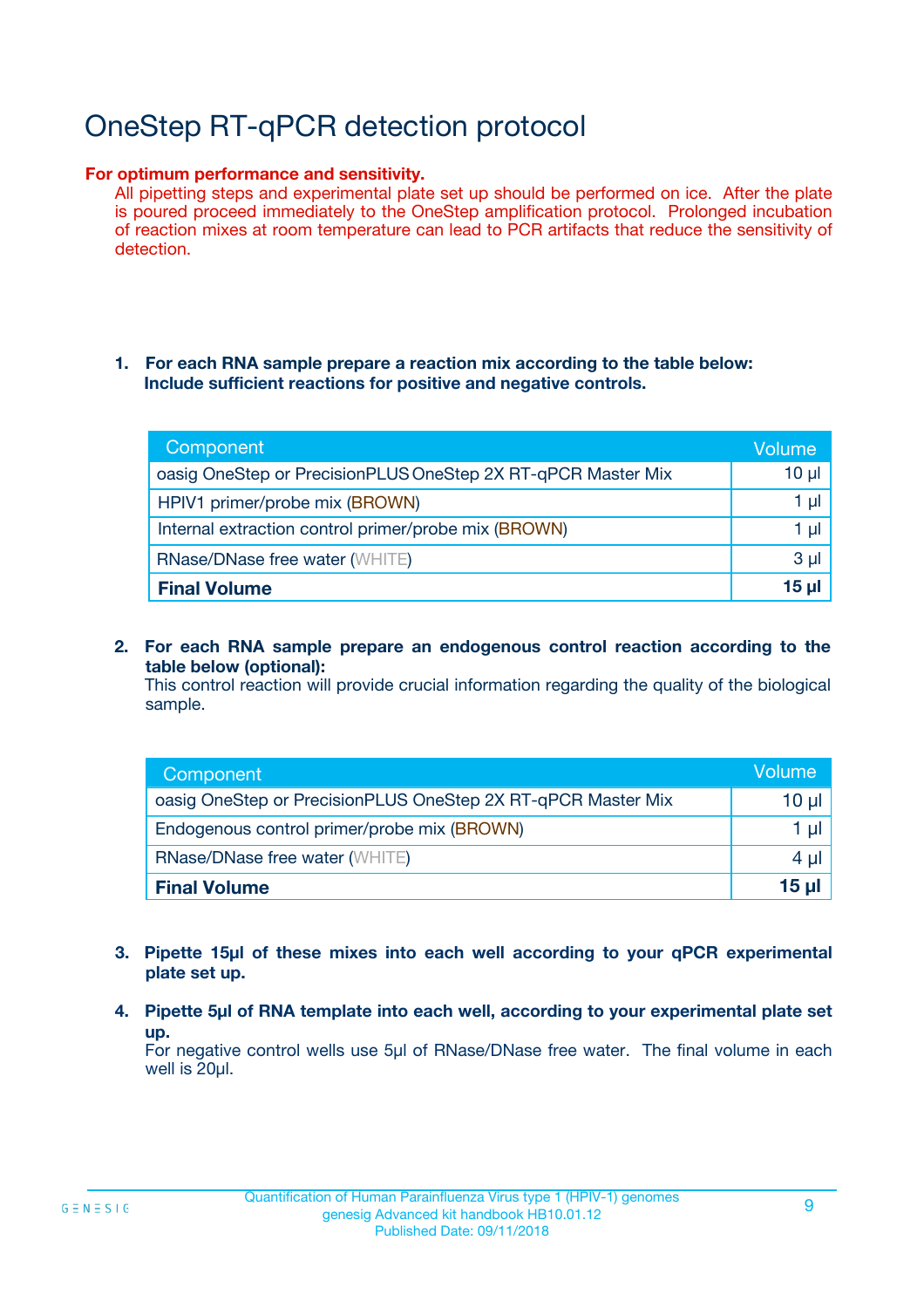# OneStep RT-qPCR detection protocol

**For optimum performance and sensitivity.**

All pipetting steps and experimental plate set up should be performed on ice. After the plate is poured proceed immediately to the OneStep amplification protocol. Prolonged incubation of reaction mixes at room temperature can lead to PCR artifacts that reduce the sensitivity of detection.

1. **For each RNA sample prepare a reaction mix according to the table below: Include sufficient reactions for positive and negative controls.**

| Component | Volume |
|---|---|
| oasig OneStep or PrecisionPLUS OneStep 2X RT-qPCR Master Mix | 10 µl |
| HPIV1 primer/probe mix (BROWN) | 1 µl |
| Internal extraction control primer/probe mix (BROWN) | 1 µl |
| RNase/DNase free water (WHITE) | 3 µl |
| **Final Volume** | **15 µl** |

2. **For each RNA sample prepare an endogenous control reaction according to the table below (optional):**
   This control reaction will provide crucial information regarding the quality of the biological sample.

| Component | Volume |
|---|---|
| oasig OneStep or PrecisionPLUS OneStep 2X RT-qPCR Master Mix | 10 µl |
| Endogenous control primer/probe mix (BROWN) | 1 µl |
| RNase/DNase free water (WHITE) | 4 µl |
| **Final Volume** | **15 µl** |

3. **Pipette 15µl of these mixes into each well according to your qPCR experimental plate set up.**

4. **Pipette 5µl of RNA template into each well, according to your experimental plate set up.**
   For negative control wells use 5µl of RNase/DNase free water. The final volume in each well is 20µl.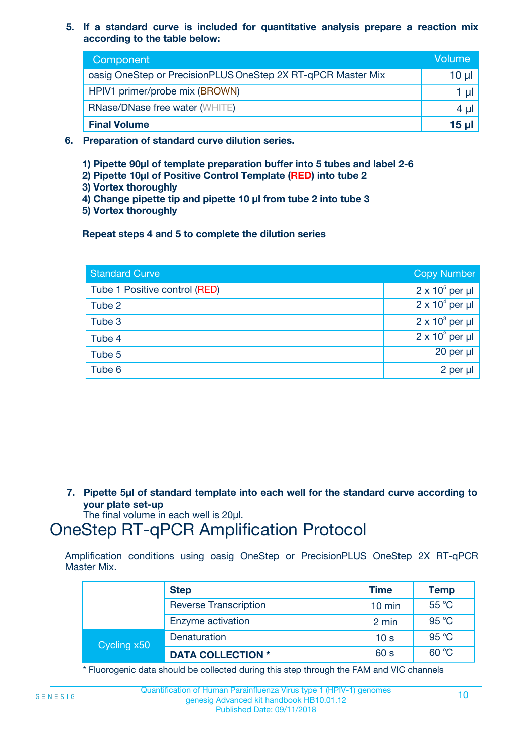5. **If a standard curve is included for quantitative analysis prepare a reaction mix according to the table below:**

| Component | Volume |
|---|---|
| oasig OneStep or PrecisionPLUS OneStep 2X RT-qPCR Master Mix | 10 µl |
| HPIV1 primer/probe mix (BROWN) | 1 µl |
| RNase/DNase free water (WHITE) | 4 µl |
| **Final Volume** | **15 µl** |

6. **Preparation of standard curve dilution series.**

   **1) Pipette 90µl of template preparation buffer into 5 tubes and label 2-6**
   **2) Pipette 10µl of Positive Control Template (RED) into tube 2**
   **3) Vortex thoroughly**
   **4) Change pipette tip and pipette 10 µl from tube 2 into tube 3**
   **5) Vortex thoroughly**

   **Repeat steps 4 and 5 to complete the dilution series**

| Standard Curve | Copy Number |
|---|---|
| Tube 1 Positive control (RED) | $2 \times 10^5$ per µl |
| Tube 2 | $2 \times 10^4$ per µl |
| Tube 3 | $2 \times 10^3$ per µl |
| Tube 4 | $2 \times 10^2$ per µl |
| Tube 5 | 20 per µl |
| Tube 6 | 2 per µl |

7. **Pipette 5µl of standard template into each well for the standard curve according to your plate set-up**
   The final volume in each well is 20µl.

# OneStep RT-qPCR Amplification Protocol

Amplification conditions using oasig OneStep or PrecisionPLUS OneStep 2X RT-qPCR Master Mix.

| | Step | Time | Temp |
|---|---|---|---|
| | Reverse Transcription | 10 min | 55 °C |
| | Enzyme activation | 2 min | 95 °C |
| Cycling x50 | Denaturation | 10 s | 95 °C |
| | **DATA COLLECTION \*** | 60 s | 60 °C |

\* Fluorogenic data should be collected during this step through the FAM and VIC channels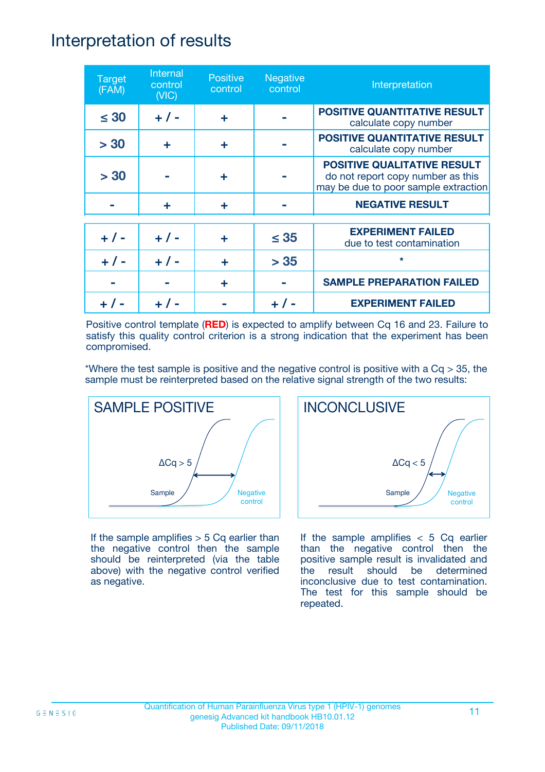# Interpretation of results

| Target (FAM) | Internal control (VIC) | Positive control | Negative control | Interpretation |
|---|---|---|---|---|
| ≤ 30 | + / - | + | - | **POSITIVE QUANTITATIVE RESULT** calculate copy number |
| > 30 | + | + | - | **POSITIVE QUANTITATIVE RESULT** calculate copy number |
| > 30 | - | + | - | **POSITIVE QUALITATIVE RESULT** do not report copy number as this may be due to poor sample extraction |
| - | + | + | - | **NEGATIVE RESULT** |
| + / - | + / - | + | ≤ 35 | **EXPERIMENT FAILED** due to test contamination |
| + / - | + / - | + | > 35 | * |
| - | - | + | - | **SAMPLE PREPARATION FAILED** |
| + / - | + / - | - | + / - | **EXPERIMENT FAILED** |

Positive control template (**RED**) is expected to amplify between Cq 16 and 23. Failure to satisfy this quality control criterion is a strong indication that the experiment has been compromised.

*Where the test sample is positive and the negative control is positive with a Cq > 35, the sample must be reinterpreted based on the relative signal strength of the two results:

## SAMPLE POSITIVE

ΔCq > 5

Sample

Negative control

If the sample amplifies > 5 Cq earlier than the negative control then the sample should be reinterpreted (via the table above) with the negative control verified as negative.

## INCONCLUSIVE

ΔCq < 5

Sample

Negative control

If the sample amplifies < 5 Cq earlier than the negative control then the positive sample result is invalidated and the result should be determined inconclusive due to test contamination. The test for this sample should be repeated.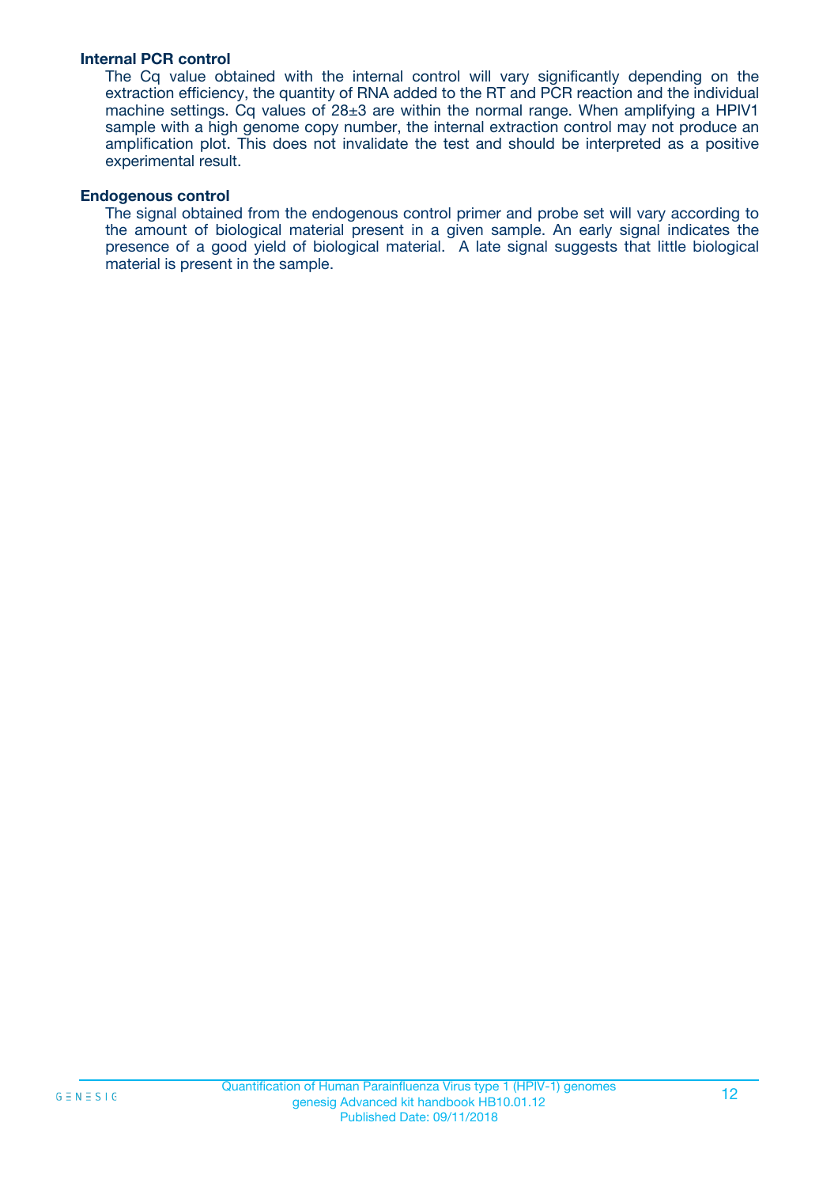**Internal PCR control**

The Cq value obtained with the internal control will vary significantly depending on the extraction efficiency, the quantity of RNA added to the RT and PCR reaction and the individual machine settings. Cq values of 28±3 are within the normal range. When amplifying a HPIV1 sample with a high genome copy number, the internal extraction control may not produce an amplification plot. This does not invalidate the test and should be interpreted as a positive experimental result.

**Endogenous control**

The signal obtained from the endogenous control primer and probe set will vary according to the amount of biological material present in a given sample. An early signal indicates the presence of a good yield of biological material. A late signal suggests that little biological material is present in the sample.